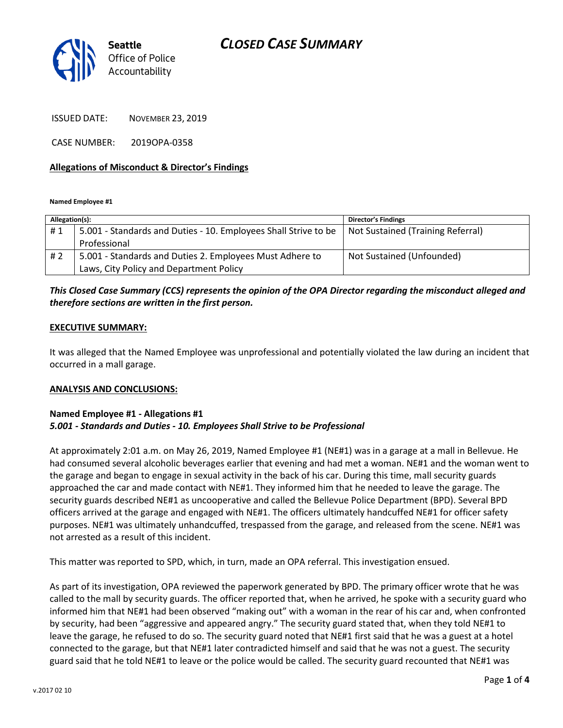# CLOSED CASE SUMMARY

Seattle Office of Police Accountability

ISSUED DATE: NOVEMBER 23, 2019

CASE NUMBER: 2019OPA-0358

**Allegations of Misconduct & Director's Findings**

**Named Employee #1**

| Allegation(s): | | Director's Findings |
|---|---|---|
| # 1 | 5.001 - Standards and Duties - 10. Employees Shall Strive to be Professional | Not Sustained (Training Referral) |
| # 2 | 5.001 - Standards and Duties 2. Employees Must Adhere to Laws, City Policy and Department Policy | Not Sustained (Unfounded) |

***This Closed Case Summary (CCS) represents the opinion of the OPA Director regarding the misconduct alleged and therefore sections are written in the first person.***

**EXECUTIVE SUMMARY:**

It was alleged that the Named Employee was unprofessional and potentially violated the law during an incident that occurred in a mall garage.

**ANALYSIS AND CONCLUSIONS:**

**Named Employee #1 - Allegations #1**
***5.001 - Standards and Duties - 10. Employees Shall Strive to be Professional***

At approximately 2:01 a.m. on May 26, 2019, Named Employee #1 (NE#1) was in a garage at a mall in Bellevue. He had consumed several alcoholic beverages earlier that evening and had met a woman. NE#1 and the woman went to the garage and began to engage in sexual activity in the back of his car. During this time, mall security guards approached the car and made contact with NE#1. They informed him that he needed to leave the garage. The security guards described NE#1 as uncooperative and called the Bellevue Police Department (BPD). Several BPD officers arrived at the garage and engaged with NE#1. The officers ultimately handcuffed NE#1 for officer safety purposes. NE#1 was ultimately unhandcuffed, trespassed from the garage, and released from the scene. NE#1 was not arrested as a result of this incident.

This matter was reported to SPD, which, in turn, made an OPA referral. This investigation ensued.

As part of its investigation, OPA reviewed the paperwork generated by BPD. The primary officer wrote that he was called to the mall by security guards. The officer reported that, when he arrived, he spoke with a security guard who informed him that NE#1 had been observed "making out" with a woman in the rear of his car and, when confronted by security, had been "aggressive and appeared angry." The security guard stated that, when they told NE#1 to leave the garage, he refused to do so. The security guard noted that NE#1 first said that he was a guest at a hotel connected to the garage, but that NE#1 later contradicted himself and said that he was not a guest. The security guard said that he told NE#1 to leave or the police would be called. The security guard recounted that NE#1 was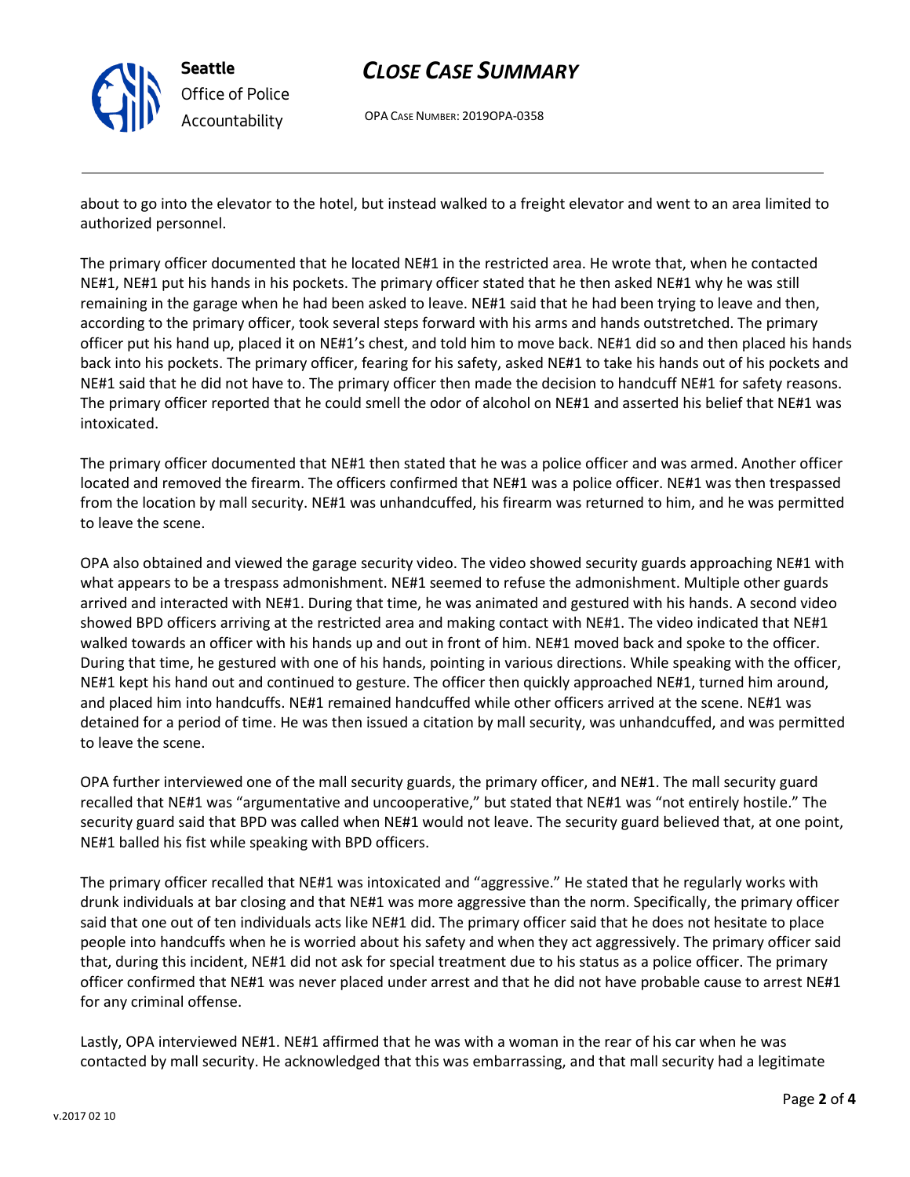about to go into the elevator to the hotel, but instead walked to a freight elevator and went to an area limited to authorized personnel.

The primary officer documented that he located NE#1 in the restricted area. He wrote that, when he contacted NE#1, NE#1 put his hands in his pockets. The primary officer stated that he then asked NE#1 why he was still remaining in the garage when he had been asked to leave. NE#1 said that he had been trying to leave and then, according to the primary officer, took several steps forward with his arms and hands outstretched. The primary officer put his hand up, placed it on NE#1's chest, and told him to move back. NE#1 did so and then placed his hands back into his pockets. The primary officer, fearing for his safety, asked NE#1 to take his hands out of his pockets and NE#1 said that he did not have to. The primary officer then made the decision to handcuff NE#1 for safety reasons. The primary officer reported that he could smell the odor of alcohol on NE#1 and asserted his belief that NE#1 was intoxicated.

The primary officer documented that NE#1 then stated that he was a police officer and was armed. Another officer located and removed the firearm. The officers confirmed that NE#1 was a police officer. NE#1 was then trespassed from the location by mall security. NE#1 was unhandcuffed, his firearm was returned to him, and he was permitted to leave the scene.

OPA also obtained and viewed the garage security video. The video showed security guards approaching NE#1 with what appears to be a trespass admonishment. NE#1 seemed to refuse the admonishment. Multiple other guards arrived and interacted with NE#1. During that time, he was animated and gestured with his hands. A second video showed BPD officers arriving at the restricted area and making contact with NE#1. The video indicated that NE#1 walked towards an officer with his hands up and out in front of him. NE#1 moved back and spoke to the officer. During that time, he gestured with one of his hands, pointing in various directions. While speaking with the officer, NE#1 kept his hand out and continued to gesture. The officer then quickly approached NE#1, turned him around, and placed him into handcuffs. NE#1 remained handcuffed while other officers arrived at the scene. NE#1 was detained for a period of time. He was then issued a citation by mall security, was unhandcuffed, and was permitted to leave the scene.

OPA further interviewed one of the mall security guards, the primary officer, and NE#1. The mall security guard recalled that NE#1 was "argumentative and uncooperative," but stated that NE#1 was "not entirely hostile." The security guard said that BPD was called when NE#1 would not leave. The security guard believed that, at one point, NE#1 balled his fist while speaking with BPD officers.

The primary officer recalled that NE#1 was intoxicated and "aggressive." He stated that he regularly works with drunk individuals at bar closing and that NE#1 was more aggressive than the norm. Specifically, the primary officer said that one out of ten individuals acts like NE#1 did. The primary officer said that he does not hesitate to place people into handcuffs when he is worried about his safety and when they act aggressively. The primary officer said that, during this incident, NE#1 did not ask for special treatment due to his status as a police officer. The primary officer confirmed that NE#1 was never placed under arrest and that he did not have probable cause to arrest NE#1 for any criminal offense.

Lastly, OPA interviewed NE#1. NE#1 affirmed that he was with a woman in the rear of his car when he was contacted by mall security. He acknowledged that this was embarrassing, and that mall security had a legitimate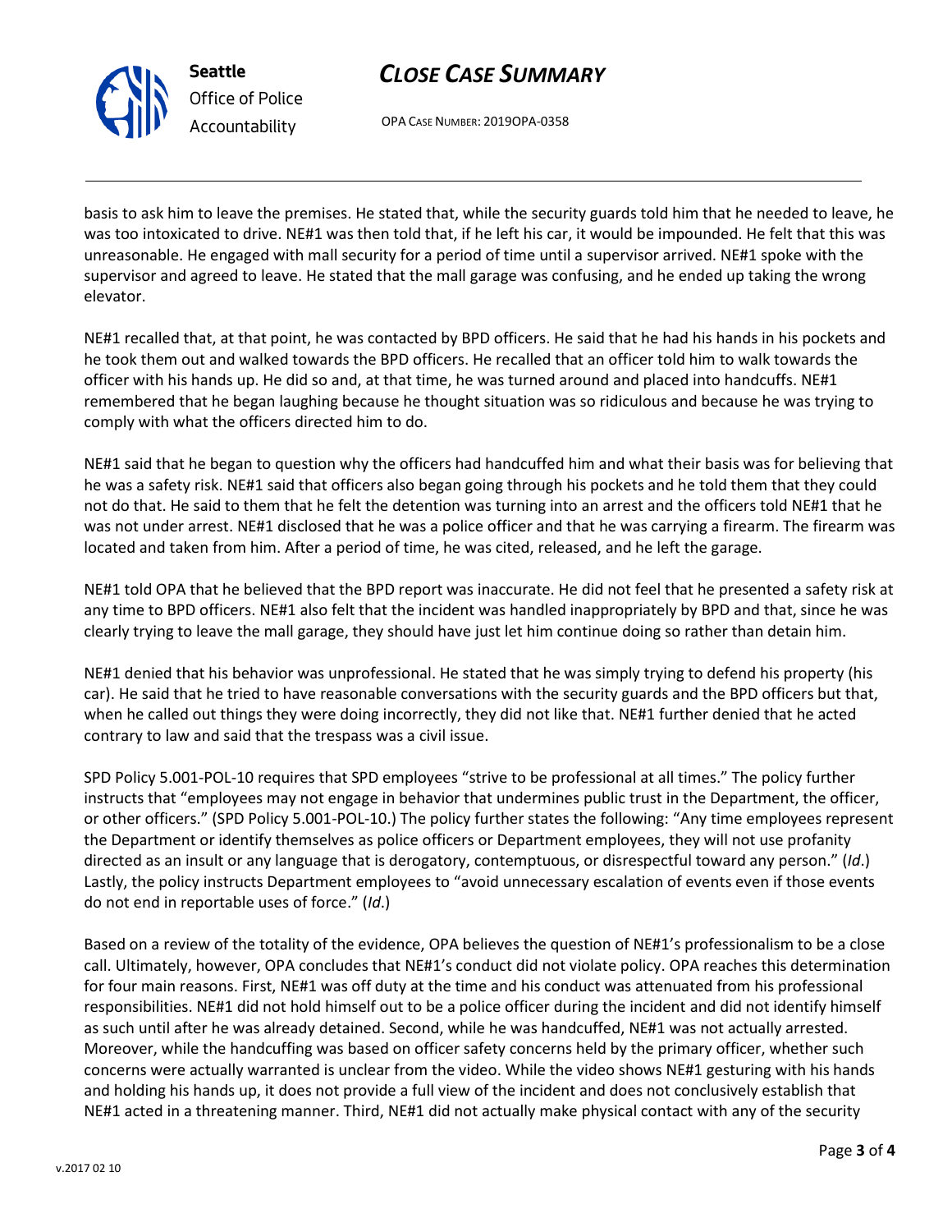basis to ask him to leave the premises. He stated that, while the security guards told him that he needed to leave, he was too intoxicated to drive. NE#1 was then told that, if he left his car, it would be impounded. He felt that this was unreasonable. He engaged with mall security for a period of time until a supervisor arrived. NE#1 spoke with the supervisor and agreed to leave. He stated that the mall garage was confusing, and he ended up taking the wrong elevator.

NE#1 recalled that, at that point, he was contacted by BPD officers. He said that he had his hands in his pockets and he took them out and walked towards the BPD officers. He recalled that an officer told him to walk towards the officer with his hands up. He did so and, at that time, he was turned around and placed into handcuffs. NE#1 remembered that he began laughing because he thought situation was so ridiculous and because he was trying to comply with what the officers directed him to do.

NE#1 said that he began to question why the officers had handcuffed him and what their basis was for believing that he was a safety risk. NE#1 said that officers also began going through his pockets and he told them that they could not do that. He said to them that he felt the detention was turning into an arrest and the officers told NE#1 that he was not under arrest. NE#1 disclosed that he was a police officer and that he was carrying a firearm. The firearm was located and taken from him. After a period of time, he was cited, released, and he left the garage.

NE#1 told OPA that he believed that the BPD report was inaccurate. He did not feel that he presented a safety risk at any time to BPD officers. NE#1 also felt that the incident was handled inappropriately by BPD and that, since he was clearly trying to leave the mall garage, they should have just let him continue doing so rather than detain him.

NE#1 denied that his behavior was unprofessional. He stated that he was simply trying to defend his property (his car). He said that he tried to have reasonable conversations with the security guards and the BPD officers but that, when he called out things they were doing incorrectly, they did not like that. NE#1 further denied that he acted contrary to law and said that the trespass was a civil issue.

SPD Policy 5.001-POL-10 requires that SPD employees "strive to be professional at all times." The policy further instructs that "employees may not engage in behavior that undermines public trust in the Department, the officer, or other officers." (SPD Policy 5.001-POL-10.) The policy further states the following: "Any time employees represent the Department or identify themselves as police officers or Department employees, they will not use profanity directed as an insult or any language that is derogatory, contemptuous, or disrespectful toward any person." (*Id*.) Lastly, the policy instructs Department employees to "avoid unnecessary escalation of events even if those events do not end in reportable uses of force." (*Id*.)

Based on a review of the totality of the evidence, OPA believes the question of NE#1's professionalism to be a close call. Ultimately, however, OPA concludes that NE#1's conduct did not violate policy. OPA reaches this determination for four main reasons. First, NE#1 was off duty at the time and his conduct was attenuated from his professional responsibilities. NE#1 did not hold himself out to be a police officer during the incident and did not identify himself as such until after he was already detained. Second, while he was handcuffed, NE#1 was not actually arrested. Moreover, while the handcuffing was based on officer safety concerns held by the primary officer, whether such concerns were actually warranted is unclear from the video. While the video shows NE#1 gesturing with his hands and holding his hands up, it does not provide a full view of the incident and does not conclusively establish that NE#1 acted in a threatening manner. Third, NE#1 did not actually make physical contact with any of the security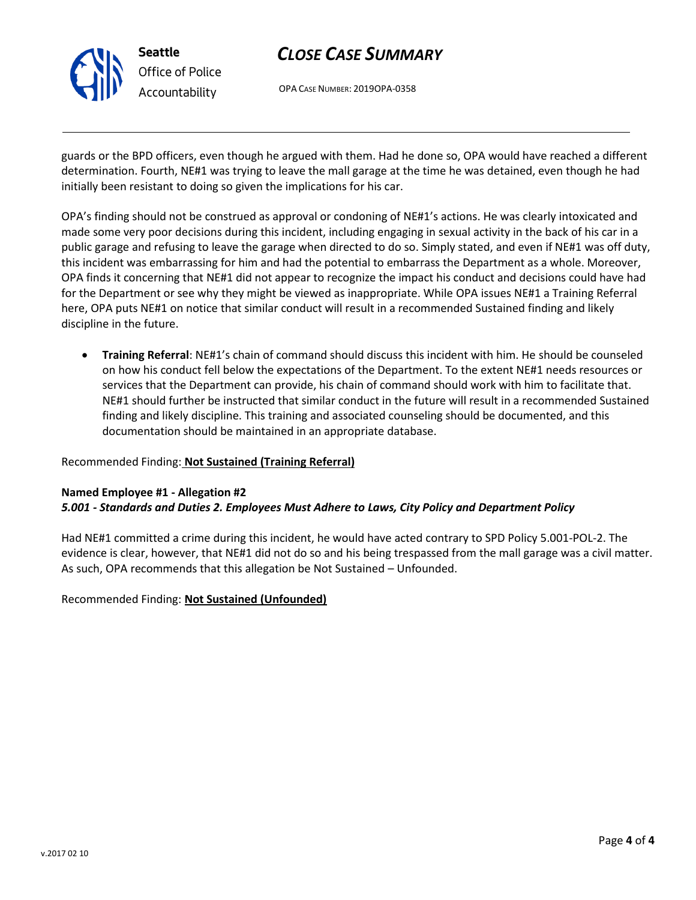guards or the BPD officers, even though he argued with them. Had he done so, OPA would have reached a different determination. Fourth, NE#1 was trying to leave the mall garage at the time he was detained, even though he had initially been resistant to doing so given the implications for his car.

OPA's finding should not be construed as approval or condoning of NE#1's actions. He was clearly intoxicated and made some very poor decisions during this incident, including engaging in sexual activity in the back of his car in a public garage and refusing to leave the garage when directed to do so. Simply stated, and even if NE#1 was off duty, this incident was embarrassing for him and had the potential to embarrass the Department as a whole. Moreover, OPA finds it concerning that NE#1 did not appear to recognize the impact his conduct and decisions could have had for the Department or see why they might be viewed as inappropriate. While OPA issues NE#1 a Training Referral here, OPA puts NE#1 on notice that similar conduct will result in a recommended Sustained finding and likely discipline in the future.

- **Training Referral**: NE#1's chain of command should discuss this incident with him. He should be counseled on how his conduct fell below the expectations of the Department. To the extent NE#1 needs resources or services that the Department can provide, his chain of command should work with him to facilitate that. NE#1 should further be instructed that similar conduct in the future will result in a recommended Sustained finding and likely discipline. This training and associated counseling should be documented, and this documentation should be maintained in an appropriate database.

Recommended Finding: **Not Sustained (Training Referral)**

**Named Employee #1 - Allegation #2**
***5.001 - Standards and Duties 2. Employees Must Adhere to Laws, City Policy and Department Policy***

Had NE#1 committed a crime during this incident, he would have acted contrary to SPD Policy 5.001-POL-2. The evidence is clear, however, that NE#1 did not do so and his being trespassed from the mall garage was a civil matter. As such, OPA recommends that this allegation be Not Sustained – Unfounded.

Recommended Finding: **Not Sustained (Unfounded)**